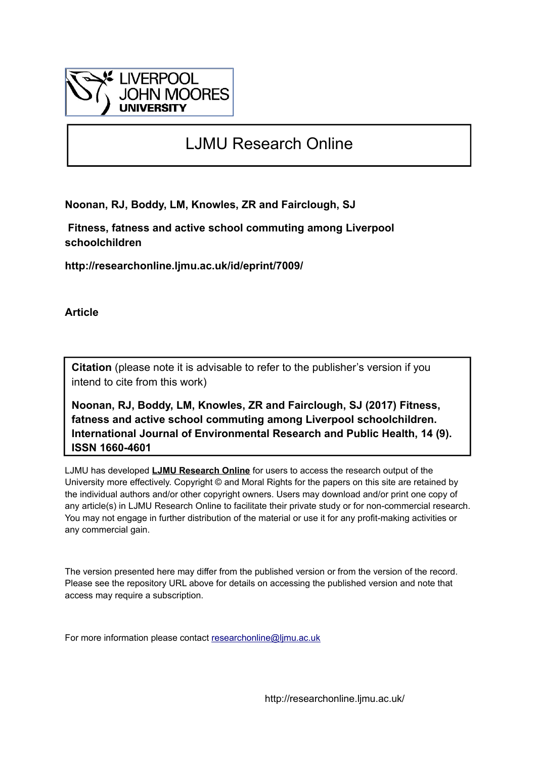LIVERPOOL JOHN MOORES UNIVERSITY

# LJMU Research Online

**Noonan, RJ, Boddy, LM, Knowles, ZR and Fairclough, SJ**

**Fitness, fatness and active school commuting among Liverpool schoolchildren**

**http://researchonline.ljmu.ac.uk/id/eprint/7009/**

**Article**

**Citation** (please note it is advisable to refer to the publisher's version if you intend to cite from this work)

**Noonan, RJ, Boddy, LM, Knowles, ZR and Fairclough, SJ (2017) Fitness, fatness and active school commuting among Liverpool schoolchildren. International Journal of Environmental Research and Public Health, 14 (9). ISSN 1660-4601**

LJMU has developed **LJMU Research Online** for users to access the research output of the University more effectively. Copyright © and Moral Rights for the papers on this site are retained by the individual authors and/or other copyright owners. Users may download and/or print one copy of any article(s) in LJMU Research Online to facilitate their private study or for non-commercial research. You may not engage in further distribution of the material or use it for any profit-making activities or any commercial gain.

The version presented here may differ from the published version or from the version of the record. Please see the repository URL above for details on accessing the published version and note that access may require a subscription.

For more information please contact researchonline@ljmu.ac.uk

http://researchonline.ljmu.ac.uk/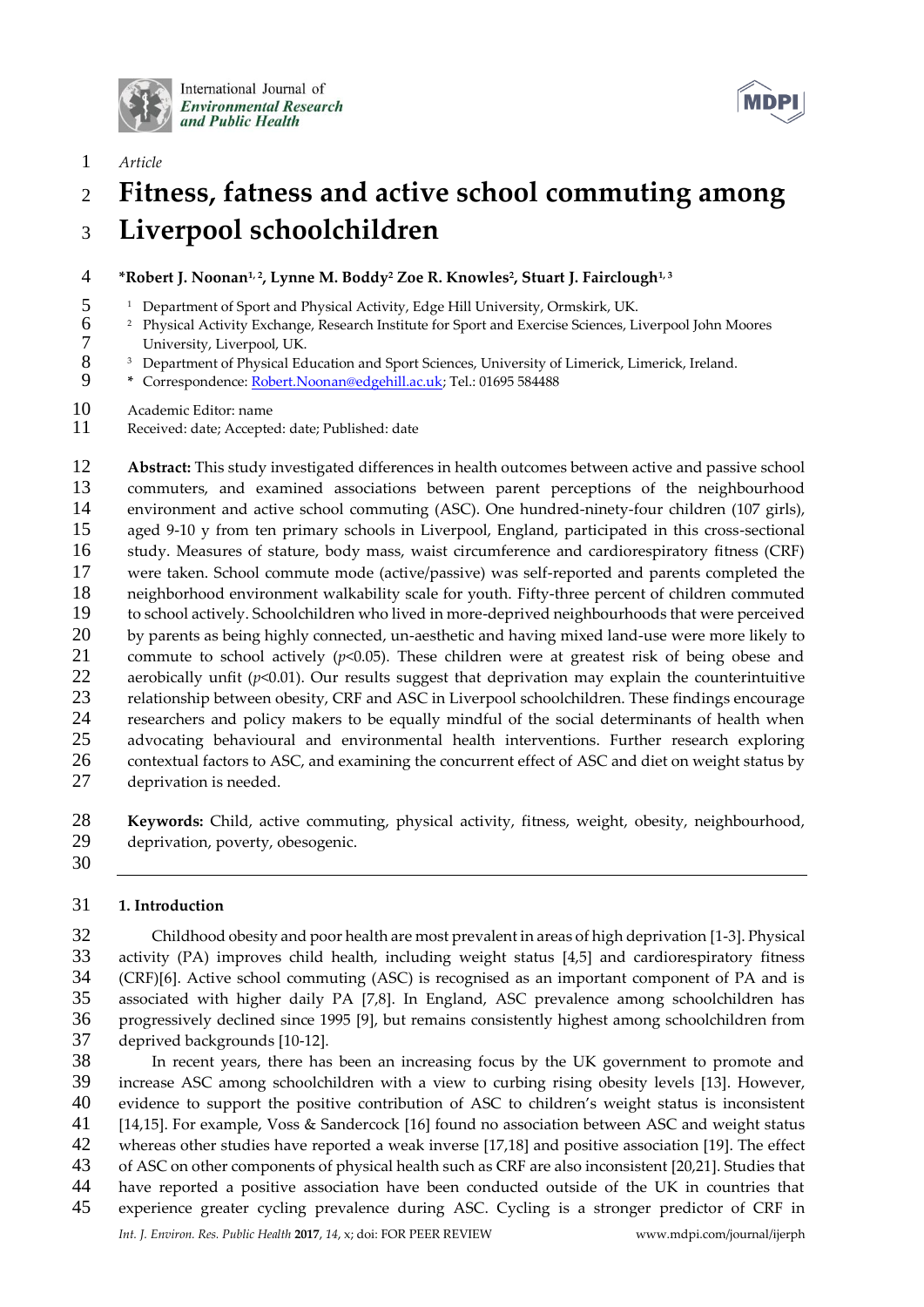Article

# Fitness, fatness and active school commuting among Liverpool schoolchildren

***Robert J. Noonan**[1, 2], **Lynne M. Boddy**[2] **Zoe R. Knowles**[2], **Stuart J. Fairclough**[1, 3]

[1] Department of Sport and Physical Activity, Edge Hill University, Ormskirk, UK.
[2] Physical Activity Exchange, Research Institute for Sport and Exercise Sciences, Liverpool John Moores University, Liverpool, UK.
[3] Department of Physical Education and Sport Sciences, University of Limerick, Limerick, Ireland.
* Correspondence: Robert.Noonan@edgehill.ac.uk; Tel.: 01695 584488

Academic Editor: name
Received: date; Accepted: date; Published: date

**Abstract:** This study investigated differences in health outcomes between active and passive school commuters, and examined associations between parent perceptions of the neighbourhood environment and active school commuting (ASC). One hundred-ninety-four children (107 girls), aged 9-10 y from ten primary schools in Liverpool, England, participated in this cross-sectional study. Measures of stature, body mass, waist circumference and cardiorespiratory fitness (CRF) were taken. School commute mode (active/passive) was self-reported and parents completed the neighborhood environment walkability scale for youth. Fifty-three percent of children commuted to school actively. Schoolchildren who lived in more-deprived neighbourhoods that were perceived by parents as being highly connected, un-aesthetic and having mixed land-use were more likely to commute to school actively ($p<0.05$). These children were at greatest risk of being obese and aerobically unfit ($p<0.01$). Our results suggest that deprivation may explain the counterintuitive relationship between obesity, CRF and ASC in Liverpool schoolchildren. These findings encourage researchers and policy makers to be equally mindful of the social determinants of health when advocating behavioural and environmental health interventions. Further research exploring contextual factors to ASC, and examining the concurrent effect of ASC and diet on weight status by deprivation is needed.

**Keywords:** Child, active commuting, physical activity, fitness, weight, obesity, neighbourhood, deprivation, poverty, obesogenic.

## 1. Introduction

Childhood obesity and poor health are most prevalent in areas of high deprivation [1-3]. Physical activity (PA) improves child health, including weight status [4,5] and cardiorespiratory fitness (CRF)[6]. Active school commuting (ASC) is recognised as an important component of PA and is associated with higher daily PA [7,8]. In England, ASC prevalence among schoolchildren has progressively declined since 1995 [9], but remains consistently highest among schoolchildren from deprived backgrounds [10-12].

In recent years, there has been an increasing focus by the UK government to promote and increase ASC among schoolchildren with a view to curbing rising obesity levels [13]. However, evidence to support the positive contribution of ASC to children's weight status is inconsistent [14,15]. For example, Voss & Sandercock [16] found no association between ASC and weight status whereas other studies have reported a weak inverse [17,18] and positive association [19]. The effect of ASC on other components of physical health such as CRF are also inconsistent [20,21]. Studies that have reported a positive association have been conducted outside of the UK in countries that experience greater cycling prevalence during ASC. Cycling is a stronger predictor of CRF in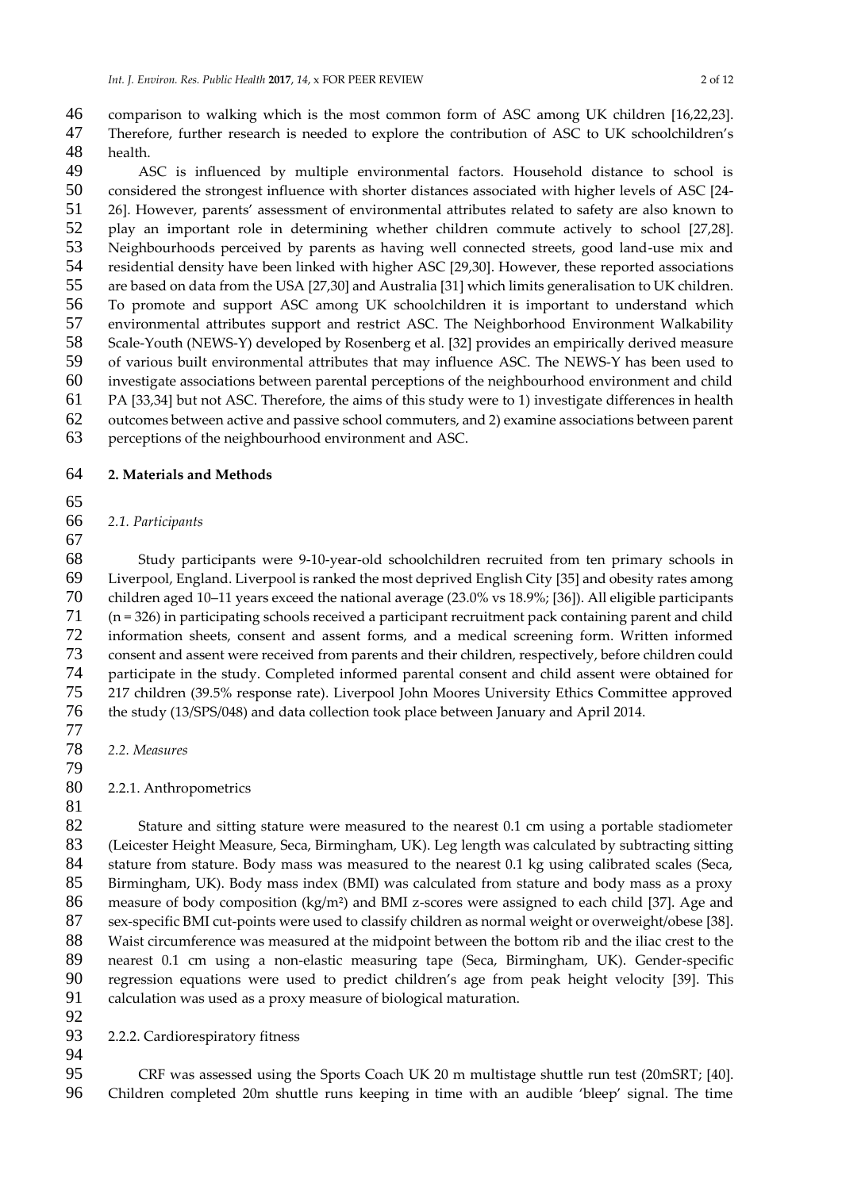comparison to walking which is the most common form of ASC among UK children [16,22,23]. Therefore, further research is needed to explore the contribution of ASC to UK schoolchildren's health.

ASC is influenced by multiple environmental factors. Household distance to school is considered the strongest influence with shorter distances associated with higher levels of ASC [24-26]. However, parents' assessment of environmental attributes related to safety are also known to play an important role in determining whether children commute actively to school [27,28]. Neighbourhoods perceived by parents as having well connected streets, good land-use mix and residential density have been linked with higher ASC [29,30]. However, these reported associations are based on data from the USA [27,30] and Australia [31] which limits generalisation to UK children. To promote and support ASC among UK schoolchildren it is important to understand which environmental attributes support and restrict ASC. The Neighborhood Environment Walkability Scale-Youth (NEWS-Y) developed by Rosenberg et al. [32] provides an empirically derived measure of various built environmental attributes that may influence ASC. The NEWS-Y has been used to investigate associations between parental perceptions of the neighbourhood environment and child PA [33,34] but not ASC. Therefore, the aims of this study were to 1) investigate differences in health outcomes between active and passive school commuters, and 2) examine associations between parent perceptions of the neighbourhood environment and ASC.

## 2. Materials and Methods

### *2.1. Participants*

Study participants were 9-10-year-old schoolchildren recruited from ten primary schools in Liverpool, England. Liverpool is ranked the most deprived English City [35] and obesity rates among children aged 10–11 years exceed the national average (23.0% vs 18.9%; [36]). All eligible participants (n = 326) in participating schools received a participant recruitment pack containing parent and child information sheets, consent and assent forms, and a medical screening form. Written informed consent and assent were received from parents and their children, respectively, before children could participate in the study. Completed informed parental consent and child assent were obtained for 217 children (39.5% response rate). Liverpool John Moores University Ethics Committee approved the study (13/SPS/048) and data collection took place between January and April 2014.

### *2.2. Measures*

#### 2.2.1. Anthropometrics

Stature and sitting stature were measured to the nearest 0.1 cm using a portable stadiometer (Leicester Height Measure, Seca, Birmingham, UK). Leg length was calculated by subtracting sitting stature from stature. Body mass was measured to the nearest 0.1 kg using calibrated scales (Seca, Birmingham, UK). Body mass index (BMI) was calculated from stature and body mass as a proxy measure of body composition (kg/m$^2$) and BMI z-scores were assigned to each child [37]. Age and sex-specific BMI cut-points were used to classify children as normal weight or overweight/obese [38]. Waist circumference was measured at the midpoint between the bottom rib and the iliac crest to the nearest 0.1 cm using a non-elastic measuring tape (Seca, Birmingham, UK). Gender-specific regression equations were used to predict children's age from peak height velocity [39]. This calculation was used as a proxy measure of biological maturation.

#### 2.2.2. Cardiorespiratory fitness

CRF was assessed using the Sports Coach UK 20 m multistage shuttle run test (20mSRT; [40]. Children completed 20m shuttle runs keeping in time with an audible 'bleep' signal. The time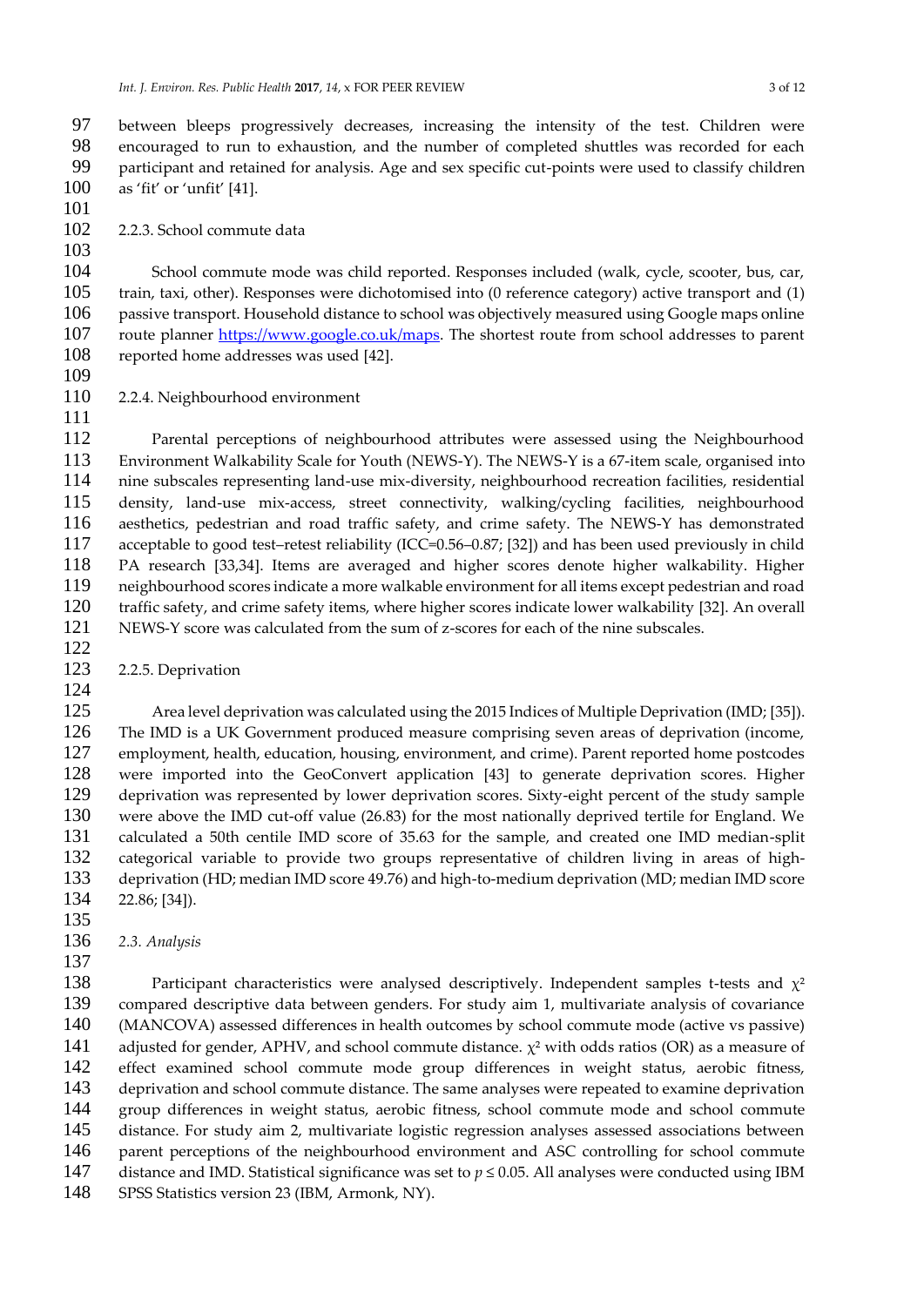between bleeps progressively decreases, increasing the intensity of the test. Children were encouraged to run to exhaustion, and the number of completed shuttles was recorded for each participant and retained for analysis. Age and sex specific cut-points were used to classify children as 'fit' or 'unfit' [41].

#### 2.2.3. School commute data

School commute mode was child reported. Responses included (walk, cycle, scooter, bus, car, train, taxi, other). Responses were dichotomised into (0 reference category) active transport and (1) passive transport. Household distance to school was objectively measured using Google maps online route planner https://www.google.co.uk/maps. The shortest route from school addresses to parent reported home addresses was used [42].

#### 2.2.4. Neighbourhood environment

Parental perceptions of neighbourhood attributes were assessed using the Neighbourhood Environment Walkability Scale for Youth (NEWS-Y). The NEWS-Y is a 67-item scale, organised into nine subscales representing land-use mix-diversity, neighbourhood recreation facilities, residential density, land-use mix-access, street connectivity, walking/cycling facilities, neighbourhood aesthetics, pedestrian and road traffic safety, and crime safety. The NEWS-Y has demonstrated acceptable to good test–retest reliability (ICC=0.56–0.87; [32]) and has been used previously in child PA research [33,34]. Items are averaged and higher scores denote higher walkability. Higher neighbourhood scores indicate a more walkable environment for all items except pedestrian and road traffic safety, and crime safety items, where higher scores indicate lower walkability [32]. An overall NEWS-Y score was calculated from the sum of z-scores for each of the nine subscales.

#### 2.2.5. Deprivation

Area level deprivation was calculated using the 2015 Indices of Multiple Deprivation (IMD; [35]). The IMD is a UK Government produced measure comprising seven areas of deprivation (income, employment, health, education, housing, environment, and crime). Parent reported home postcodes were imported into the GeoConvert application [43] to generate deprivation scores. Higher deprivation was represented by lower deprivation scores. Sixty-eight percent of the study sample were above the IMD cut-off value (26.83) for the most nationally deprived tertile for England. We calculated a 50th centile IMD score of 35.63 for the sample, and created one IMD median-split categorical variable to provide two groups representative of children living in areas of high-deprivation (HD; median IMD score 49.76) and high-to-medium deprivation (MD; median IMD score 22.86; [34]).

### *2.3. Analysis*

Participant characteristics were analysed descriptively. Independent samples t-tests and $\chi^2$ compared descriptive data between genders. For study aim 1, multivariate analysis of covariance (MANCOVA) assessed differences in health outcomes by school commute mode (active vs passive) adjusted for gender, APHV, and school commute distance. $\chi^2$ with odds ratios (OR) as a measure of effect examined school commute mode group differences in weight status, aerobic fitness, deprivation and school commute distance. The same analyses were repeated to examine deprivation group differences in weight status, aerobic fitness, school commute mode and school commute distance. For study aim 2, multivariate logistic regression analyses assessed associations between parent perceptions of the neighbourhood environment and ASC controlling for school commute distance and IMD. Statistical significance was set to $p \leq 0.05$. All analyses were conducted using IBM SPSS Statistics version 23 (IBM, Armonk, NY).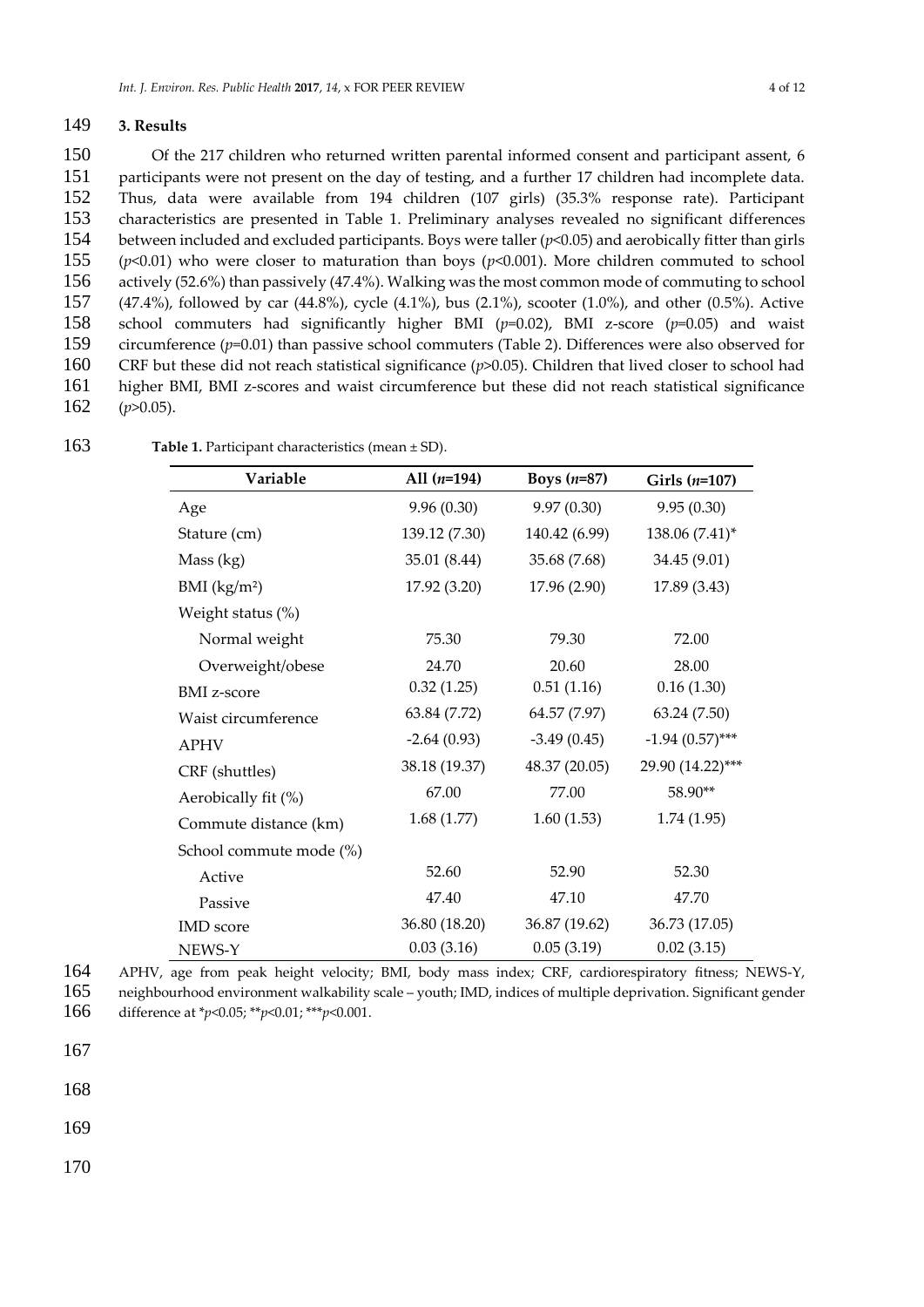## 3. Results

Of the 217 children who returned written parental informed consent and participant assent, 6 participants were not present on the day of testing, and a further 17 children had incomplete data. Thus, data were available from 194 children (107 girls) (35.3% response rate). Participant characteristics are presented in Table 1. Preliminary analyses revealed no significant differences between included and excluded participants. Boys were taller ($p<0.05$) and aerobically fitter than girls ($p<0.01$) who were closer to maturation than boys ($p<0.001$). More children commuted to school actively (52.6%) than passively (47.4%). Walking was the most common mode of commuting to school (47.4%), followed by car (44.8%), cycle (4.1%), bus (2.1%), scooter (1.0%), and other (0.5%). Active school commuters had significantly higher BMI ($p=0.02$), BMI z-score ($p=0.05$) and waist circumference ($p=0.01$) than passive school commuters (Table 2). Differences were also observed for CRF but these did not reach statistical significance ($p>0.05$). Children that lived closer to school had higher BMI, BMI z-scores and waist circumference but these did not reach statistical significance ($p>0.05$).

**Table 1.** Participant characteristics (mean ± SD).

| Variable | All (*n*=194) | Boys (*n*=87) | Girls (*n*=107) |
|---|---|---|---|
| Age | 9.96 (0.30) | 9.97 (0.30) | 9.95 (0.30) |
| Stature (cm) | 139.12 (7.30) | 140.42 (6.99) | 138.06 (7.41)* |
| Mass (kg) | 35.01 (8.44) | 35.68 (7.68) | 34.45 (9.01) |
| BMI ($kg/m^2$) | 17.92 (3.20) | 17.96 (2.90) | 17.89 (3.43) |
| Weight status (%) | | | |
| Normal weight | 75.30 | 79.30 | 72.00 |
| Overweight/obese | 24.70 | 20.60 | 28.00 |
| BMI z-score | 0.32 (1.25) | 0.51 (1.16) | 0.16 (1.30) |
| Waist circumference | 63.84 (7.72) | 64.57 (7.97) | 63.24 (7.50) |
| APHV | -2.64 (0.93) | -3.49 (0.45) | -1.94 (0.57)*** |
| CRF (shuttles) | 38.18 (19.37) | 48.37 (20.05) | 29.90 (14.22)*** |
| Aerobically fit (%) | 67.00 | 77.00 | 58.90** |
| Commute distance (km) | 1.68 (1.77) | 1.60 (1.53) | 1.74 (1.95) |
| School commute mode (%) | | | |
| Active | 52.60 | 52.90 | 52.30 |
| Passive | 47.40 | 47.10 | 47.70 |
| IMD score | 36.80 (18.20) | 36.87 (19.62) | 36.73 (17.05) |
| NEWS-Y | 0.03 (3.16) | 0.05 (3.19) | 0.02 (3.15) |

APHV, age from peak height velocity; BMI, body mass index; CRF, cardiorespiratory fitness; NEWS-Y, neighbourhood environment walkability scale – youth; IMD, indices of multiple deprivation. Significant gender difference at *$p<0.05$; **$p<0.01$; ***$p<0.001$.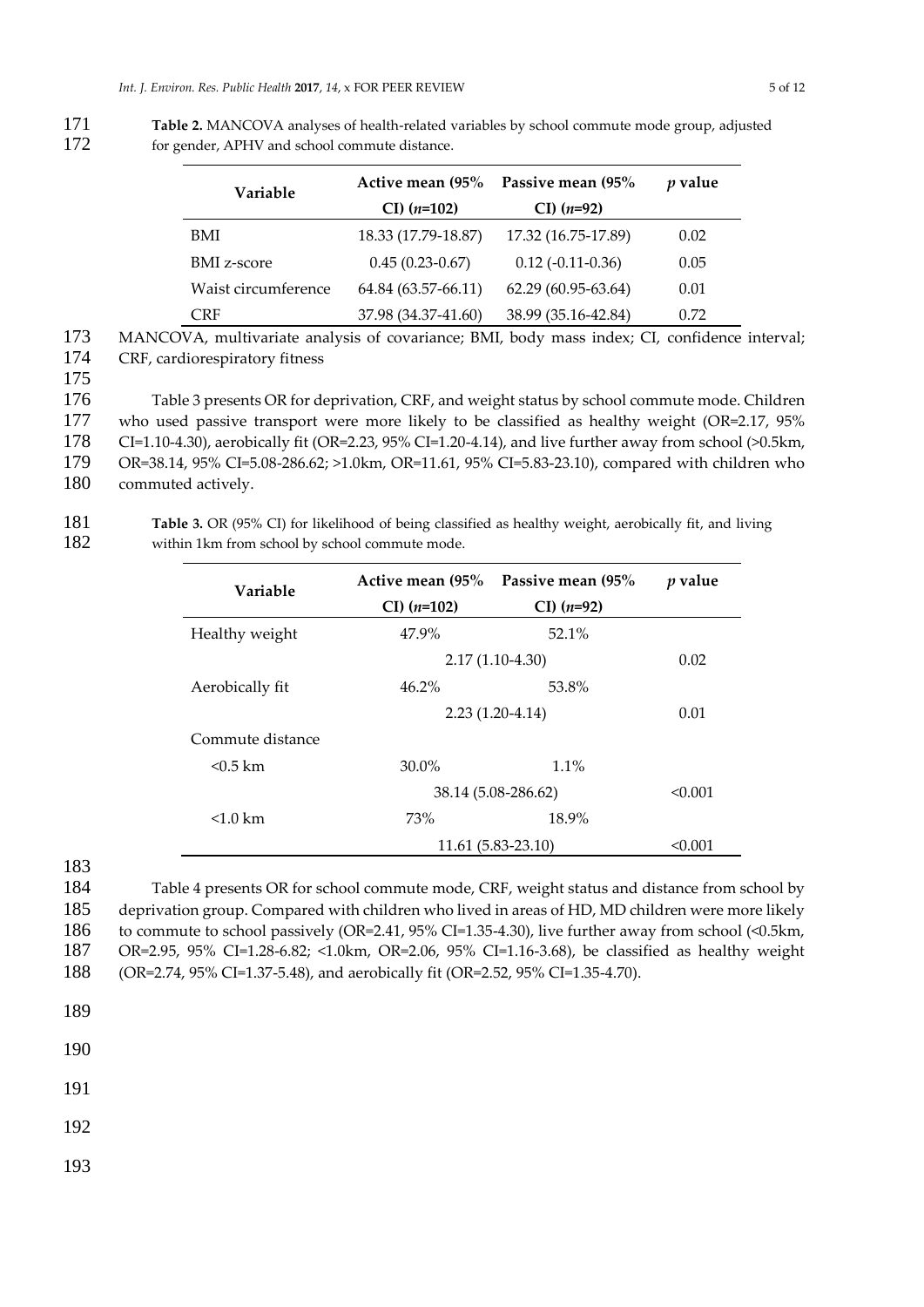**Table 2.** MANCOVA analyses of health-related variables by school commute mode group, adjusted for gender, APHV and school commute distance.

| Variable | Active mean (95% CI) (*n*=102) | Passive mean (95% CI) (*n*=92) | *p* value |
|---|---|---|---|
| BMI | 18.33 (17.79-18.87) | 17.32 (16.75-17.89) | 0.02 |
| BMI z-score | 0.45 (0.23-0.67) | 0.12 (-0.11-0.36) | 0.05 |
| Waist circumference | 64.84 (63.57-66.11) | 62.29 (60.95-63.64) | 0.01 |
| CRF | 37.98 (34.37-41.60) | 38.99 (35.16-42.84) | 0.72 |

MANCOVA, multivariate analysis of covariance; BMI, body mass index; CI, confidence interval; CRF, cardiorespiratory fitness

Table 3 presents OR for deprivation, CRF, and weight status by school commute mode. Children who used passive transport were more likely to be classified as healthy weight (OR=2.17, 95% CI=1.10-4.30), aerobically fit (OR=2.23, 95% CI=1.20-4.14), and live further away from school (>0.5km, OR=38.14, 95% CI=5.08-286.62; >1.0km, OR=11.61, 95% CI=5.83-23.10), compared with children who commuted actively.

**Table 3.** OR (95% CI) for likelihood of being classified as healthy weight, aerobically fit, and living within 1km from school by school commute mode.

| Variable | Active mean (95% CI) (*n*=102) | Passive mean (95% CI) (*n*=92) | *p* value |
|---|---|---|---|
| Healthy weight | 47.9% | 52.1% | |
| | 2.17 (1.10-4.30) | | 0.02 |
| Aerobically fit | 46.2% | 53.8% | |
| | 2.23 (1.20-4.14) | | 0.01 |
| Commute distance | | | |
| <0.5 km | 30.0% | 1.1% | |
| | 38.14 (5.08-286.62) | | <0.001 |
| <1.0 km | 73% | 18.9% | |
| | 11.61 (5.83-23.10) | | <0.001 |

Table 4 presents OR for school commute mode, CRF, weight status and distance from school by deprivation group. Compared with children who lived in areas of HD, MD children were more likely to commute to school passively (OR=2.41, 95% CI=1.35-4.30), live further away from school (<0.5km, OR=2.95, 95% CI=1.28-6.82; <1.0km, OR=2.06, 95% CI=1.16-3.68), be classified as healthy weight (OR=2.74, 95% CI=1.37-5.48), and aerobically fit (OR=2.52, 95% CI=1.35-4.70).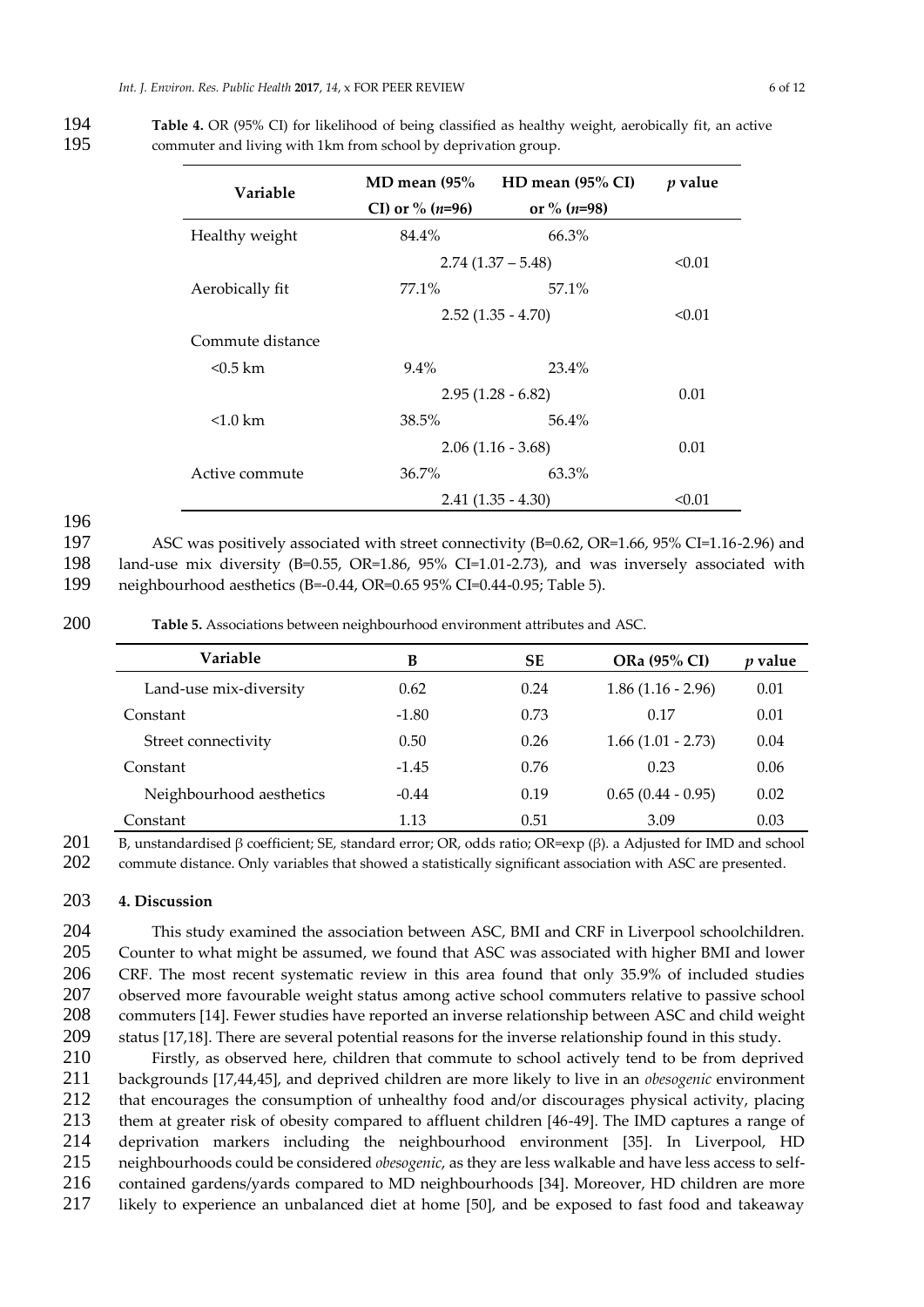**Table 4.** OR (95% CI) for likelihood of being classified as healthy weight, aerobically fit, an active commuter and living with 1km from school by deprivation group.

| Variable | MD mean (95% CI) or % ($n$=96) | HD mean (95% CI) or % ($n$=98) | $p$ value |
|---|---|---|---|
| Healthy weight | 84.4% | 66.3% | |
| | 2.74 (1.37 – 5.48) | | <0.01 |
| Aerobically fit | 77.1% | 57.1% | |
| | 2.52 (1.35 - 4.70) | | <0.01 |
| Commute distance | | | |
| <0.5 km | 9.4% | 23.4% | |
| | 2.95 (1.28 - 6.82) | | 0.01 |
| <1.0 km | 38.5% | 56.4% | |
| | 2.06 (1.16 - 3.68) | | 0.01 |
| Active commute | 36.7% | 63.3% | |
| | 2.41 (1.35 - 4.30) | | <0.01 |

ASC was positively associated with street connectivity (B=0.62, OR=1.66, 95% CI=1.16-2.96) and land-use mix diversity (B=0.55, OR=1.86, 95% CI=1.01-2.73), and was inversely associated with neighbourhood aesthetics (B=-0.44, OR=0.65 95% CI=0.44-0.95; Table 5).

**Table 5.** Associations between neighbourhood environment attributes and ASC.

| Variable | B | SE | ORa (95% CI) | $p$ value |
|---|---|---|---|---|
| Land-use mix-diversity | 0.62 | 0.24 | 1.86 (1.16 - 2.96) | 0.01 |
| Constant | -1.80 | 0.73 | 0.17 | 0.01 |
| Street connectivity | 0.50 | 0.26 | 1.66 (1.01 - 2.73) | 0.04 |
| Constant | -1.45 | 0.76 | 0.23 | 0.06 |
| Neighbourhood aesthetics | -0.44 | 0.19 | 0.65 (0.44 - 0.95) | 0.02 |
| Constant | 1.13 | 0.51 | 3.09 | 0.03 |

B, unstandardised β coefficient; SE, standard error; OR, odds ratio; OR=exp (β). a Adjusted for IMD and school commute distance. Only variables that showed a statistically significant association with ASC are presented.

## 4. Discussion

This study examined the association between ASC, BMI and CRF in Liverpool schoolchildren. Counter to what might be assumed, we found that ASC was associated with higher BMI and lower CRF. The most recent systematic review in this area found that only 35.9% of included studies observed more favourable weight status among active school commuters relative to passive school commuters [14]. Fewer studies have reported an inverse relationship between ASC and child weight status [17,18]. There are several potential reasons for the inverse relationship found in this study.

Firstly, as observed here, children that commute to school actively tend to be from deprived backgrounds [17,44,45], and deprived children are more likely to live in an *obesogenic* environment that encourages the consumption of unhealthy food and/or discourages physical activity, placing them at greater risk of obesity compared to affluent children [46-49]. The IMD captures a range of deprivation markers including the neighbourhood environment [35]. In Liverpool, HD neighbourhoods could be considered *obesogenic*, as they are less walkable and have less access to self-contained gardens/yards compared to MD neighbourhoods [34]. Moreover, HD children are more likely to experience an unbalanced diet at home [50], and be exposed to fast food and takeaway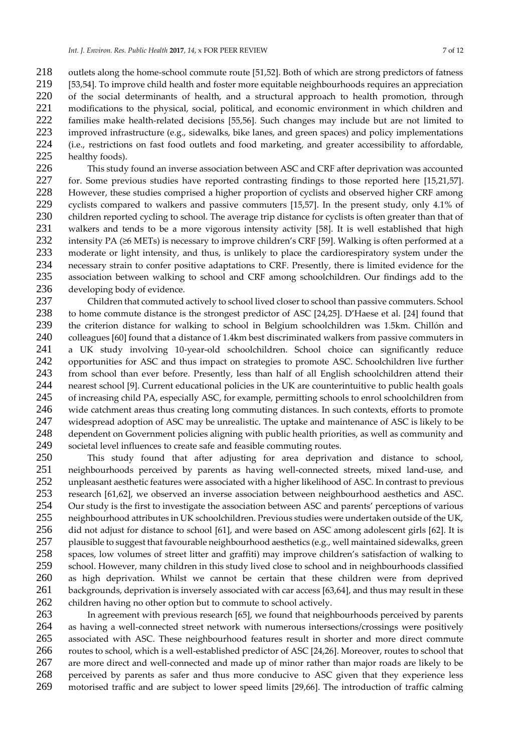outlets along the home-school commute route [51,52]. Both of which are strong predictors of fatness [53,54]. To improve child health and foster more equitable neighbourhoods requires an appreciation of the social determinants of health, and a structural approach to health promotion, through modifications to the physical, social, political, and economic environment in which children and families make health-related decisions [55,56]. Such changes may include but are not limited to improved infrastructure (e.g., sidewalks, bike lanes, and green spaces) and policy implementations (i.e., restrictions on fast food outlets and food marketing, and greater accessibility to affordable, healthy foods).

This study found an inverse association between ASC and CRF after deprivation was accounted for. Some previous studies have reported contrasting findings to those reported here [15,21,57]. However, these studies comprised a higher proportion of cyclists and observed higher CRF among cyclists compared to walkers and passive commuters [15,57]. In the present study, only 4.1% of children reported cycling to school. The average trip distance for cyclists is often greater than that of walkers and tends to be a more vigorous intensity activity [58]. It is well established that high intensity PA (≥6 METs) is necessary to improve children's CRF [59]. Walking is often performed at a moderate or light intensity, and thus, is unlikely to place the cardiorespiratory system under the necessary strain to confer positive adaptations to CRF. Presently, there is limited evidence for the association between walking to school and CRF among schoolchildren. Our findings add to the developing body of evidence.

Children that commuted actively to school lived closer to school than passive commuters. School to home commute distance is the strongest predictor of ASC [24,25]. D'Haese et al. [24] found that the criterion distance for walking to school in Belgium schoolchildren was 1.5km. Chillón and colleagues [60] found that a distance of 1.4km best discriminated walkers from passive commuters in a UK study involving 10-year-old schoolchildren. School choice can significantly reduce opportunities for ASC and thus impact on strategies to promote ASC. Schoolchildren live further from school than ever before. Presently, less than half of all English schoolchildren attend their nearest school [9]. Current educational policies in the UK are counterintuitive to public health goals of increasing child PA, especially ASC, for example, permitting schools to enrol schoolchildren from wide catchment areas thus creating long commuting distances. In such contexts, efforts to promote widespread adoption of ASC may be unrealistic. The uptake and maintenance of ASC is likely to be dependent on Government policies aligning with public health priorities, as well as community and societal level influences to create safe and feasible commuting routes.

This study found that after adjusting for area deprivation and distance to school, neighbourhoods perceived by parents as having well-connected streets, mixed land-use, and unpleasant aesthetic features were associated with a higher likelihood of ASC. In contrast to previous research [61,62], we observed an inverse association between neighbourhood aesthetics and ASC. Our study is the first to investigate the association between ASC and parents' perceptions of various neighbourhood attributes in UK schoolchildren. Previous studies were undertaken outside of the UK, did not adjust for distance to school [61], and were based on ASC among adolescent girls [62]. It is plausible to suggest that favourable neighbourhood aesthetics (e.g., well maintained sidewalks, green spaces, low volumes of street litter and graffiti) may improve children's satisfaction of walking to school. However, many children in this study lived close to school and in neighbourhoods classified as high deprivation. Whilst we cannot be certain that these children were from deprived backgrounds, deprivation is inversely associated with car access [63,64], and thus may result in these children having no other option but to commute to school actively.

In agreement with previous research [65], we found that neighbourhoods perceived by parents as having a well-connected street network with numerous intersections/crossings were positively associated with ASC. These neighbourhood features result in shorter and more direct commute routes to school, which is a well-established predictor of ASC [24,26]. Moreover, routes to school that are more direct and well-connected and made up of minor rather than major roads are likely to be perceived by parents as safer and thus more conducive to ASC given that they experience less motorised traffic and are subject to lower speed limits [29,66]. The introduction of traffic calming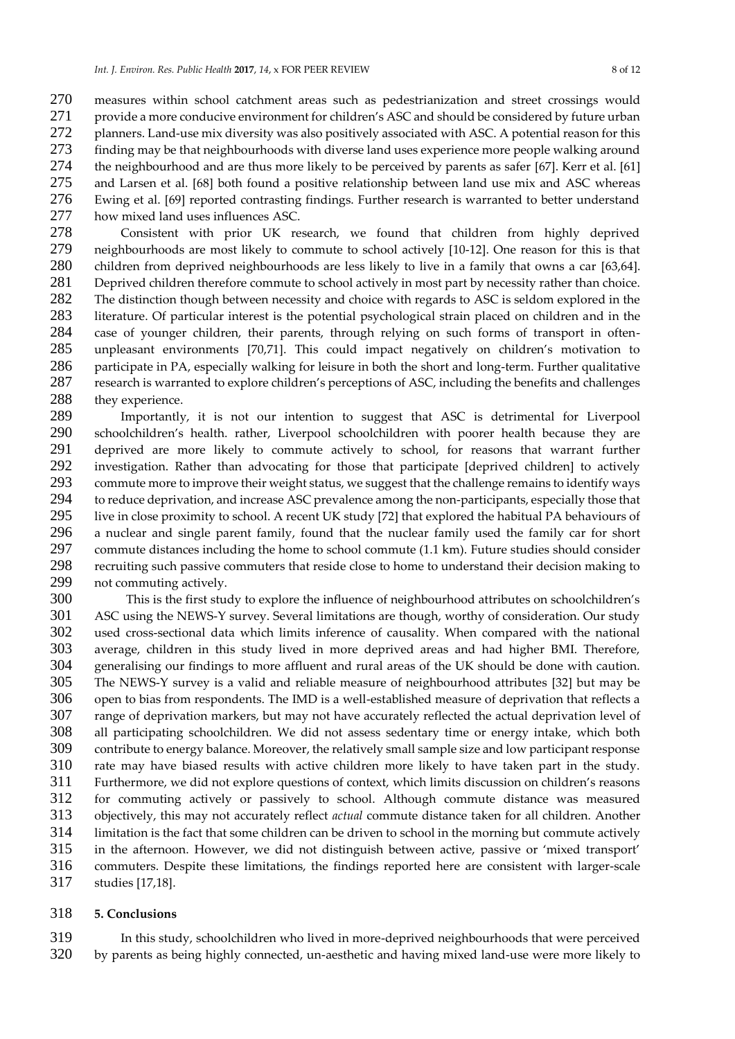measures within school catchment areas such as pedestrianization and street crossings would provide a more conducive environment for children's ASC and should be considered by future urban planners. Land-use mix diversity was also positively associated with ASC. A potential reason for this finding may be that neighbourhoods with diverse land uses experience more people walking around the neighbourhood and are thus more likely to be perceived by parents as safer [67]. Kerr et al. [61] and Larsen et al. [68] both found a positive relationship between land use mix and ASC whereas Ewing et al. [69] reported contrasting findings. Further research is warranted to better understand how mixed land uses influences ASC.

Consistent with prior UK research, we found that children from highly deprived neighbourhoods are most likely to commute to school actively [10-12]. One reason for this is that children from deprived neighbourhoods are less likely to live in a family that owns a car [63,64]. Deprived children therefore commute to school actively in most part by necessity rather than choice. The distinction though between necessity and choice with regards to ASC is seldom explored in the literature. Of particular interest is the potential psychological strain placed on children and in the case of younger children, their parents, through relying on such forms of transport in often-unpleasant environments [70,71]. This could impact negatively on children's motivation to participate in PA, especially walking for leisure in both the short and long-term. Further qualitative research is warranted to explore children's perceptions of ASC, including the benefits and challenges they experience.

Importantly, it is not our intention to suggest that ASC is detrimental for Liverpool schoolchildren's health. rather, Liverpool schoolchildren with poorer health because they are deprived are more likely to commute actively to school, for reasons that warrant further investigation. Rather than advocating for those that participate [deprived children] to actively commute more to improve their weight status, we suggest that the challenge remains to identify ways to reduce deprivation, and increase ASC prevalence among the non-participants, especially those that live in close proximity to school. A recent UK study [72] that explored the habitual PA behaviours of a nuclear and single parent family, found that the nuclear family used the family car for short commute distances including the home to school commute (1.1 km). Future studies should consider recruiting such passive commuters that reside close to home to understand their decision making to not commuting actively.

This is the first study to explore the influence of neighbourhood attributes on schoolchildren's ASC using the NEWS-Y survey. Several limitations are though, worthy of consideration. Our study used cross-sectional data which limits inference of causality. When compared with the national average, children in this study lived in more deprived areas and had higher BMI. Therefore, generalising our findings to more affluent and rural areas of the UK should be done with caution. The NEWS-Y survey is a valid and reliable measure of neighbourhood attributes [32] but may be open to bias from respondents. The IMD is a well-established measure of deprivation that reflects a range of deprivation markers, but may not have accurately reflected the actual deprivation level of all participating schoolchildren. We did not assess sedentary time or energy intake, which both contribute to energy balance. Moreover, the relatively small sample size and low participant response rate may have biased results with active children more likely to have taken part in the study. Furthermore, we did not explore questions of context, which limits discussion on children's reasons for commuting actively or passively to school. Although commute distance was measured objectively, this may not accurately reflect *actual* commute distance taken for all children. Another limitation is the fact that some children can be driven to school in the morning but commute actively in the afternoon. However, we did not distinguish between active, passive or 'mixed transport' commuters. Despite these limitations, the findings reported here are consistent with larger-scale studies [17,18].

## 5. Conclusions

In this study, schoolchildren who lived in more-deprived neighbourhoods that were perceived by parents as being highly connected, un-aesthetic and having mixed land-use were more likely to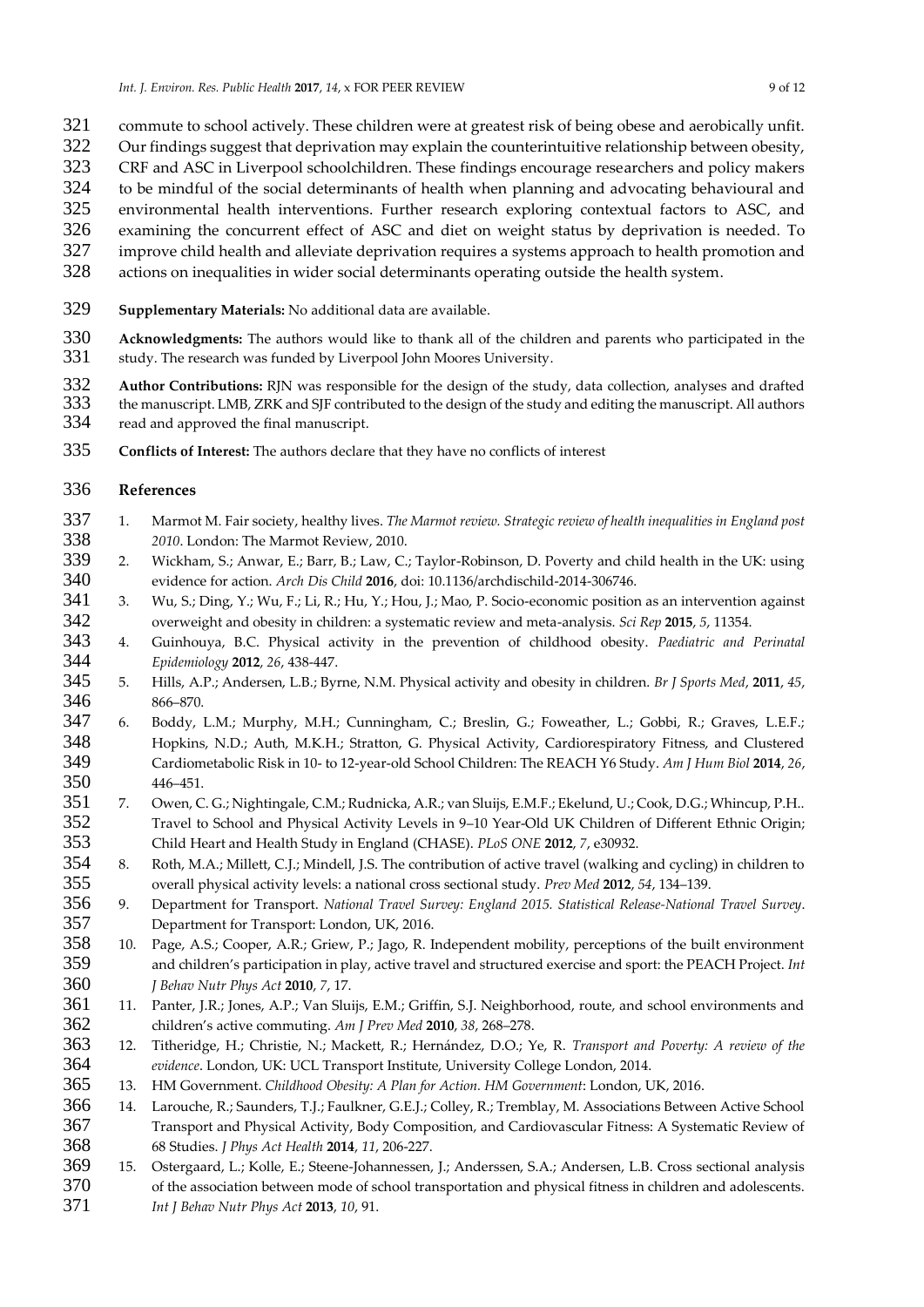commute to school actively. These children were at greatest risk of being obese and aerobically unfit. Our findings suggest that deprivation may explain the counterintuitive relationship between obesity, CRF and ASC in Liverpool schoolchildren. These findings encourage researchers and policy makers to be mindful of the social determinants of health when planning and advocating behavioural and environmental health interventions. Further research exploring contextual factors to ASC, and examining the concurrent effect of ASC and diet on weight status by deprivation is needed. To improve child health and alleviate deprivation requires a systems approach to health promotion and actions on inequalities in wider social determinants operating outside the health system.

**Supplementary Materials:** No additional data are available.

**Acknowledgments:** The authors would like to thank all of the children and parents who participated in the study. The research was funded by Liverpool John Moores University.

**Author Contributions:** RJN was responsible for the design of the study, data collection, analyses and drafted the manuscript. LMB, ZRK and SJF contributed to the design of the study and editing the manuscript. All authors read and approved the final manuscript.

**Conflicts of Interest:** The authors declare that they have no conflicts of interest

## References

1. Marmot M. Fair society, healthy lives. *The Marmot review. Strategic review of health inequalities in England post 2010*. London: The Marmot Review, 2010.
2. Wickham, S.; Anwar, E.; Barr, B.; Law, C.; Taylor-Robinson, D. Poverty and child health in the UK: using evidence for action. *Arch Dis Child* **2016**, doi: 10.1136/archdischild-2014-306746.
3. Wu, S.; Ding, Y.; Wu, F.; Li, R.; Hu, Y.; Hou, J.; Mao, P. Socio-economic position as an intervention against overweight and obesity in children: a systematic review and meta-analysis. *Sci Rep* **2015**, *5*, 11354.
4. Guinhouya, B.C. Physical activity in the prevention of childhood obesity. *Paediatric and Perinatal Epidemiology* **2012**, *26*, 438-447.
5. Hills, A.P.; Andersen, L.B.; Byrne, N.M. Physical activity and obesity in children. *Br J Sports Med*, **2011**, *45*, 866–870.
6. Boddy, L.M.; Murphy, M.H.; Cunningham, C.; Breslin, G.; Foweather, L.; Gobbi, R.; Graves, L.E.F.; Hopkins, N.D.; Auth, M.K.H.; Stratton, G. Physical Activity, Cardiorespiratory Fitness, and Clustered Cardiometabolic Risk in 10- to 12-year-old School Children: The REACH Y6 Study. *Am J Hum Biol* **2014**, *26*, 446–451.
7. Owen, C. G.; Nightingale, C.M.; Rudnicka, A.R.; van Sluijs, E.M.F.; Ekelund, U.; Cook, D.G.; Whincup, P.H.. Travel to School and Physical Activity Levels in 9–10 Year-Old UK Children of Different Ethnic Origin; Child Heart and Health Study in England (CHASE). *PLoS ONE* **2012**, *7*, e30932.
8. Roth, M.A.; Millett, C.J.; Mindell, J.S. The contribution of active travel (walking and cycling) in children to overall physical activity levels: a national cross sectional study. *Prev Med* **2012**, *54*, 134–139.
9. Department for Transport. *National Travel Survey: England 2015. Statistical Release-National Travel Survey*. Department for Transport: London, UK, 2016.
10. Page, A.S.; Cooper, A.R.; Griew, P.; Jago, R. Independent mobility, perceptions of the built environment and children's participation in play, active travel and structured exercise and sport: the PEACH Project. *Int J Behav Nutr Phys Act* **2010**, *7*, 17.
11. Panter, J.R.; Jones, A.P.; Van Sluijs, E.M.; Griffin, S.J. Neighborhood, route, and school environments and children's active commuting. *Am J Prev Med* **2010**, *38*, 268–278.
12. Titheridge, H.; Christie, N.; Mackett, R.; Hernández, D.O.; Ye, R. *Transport and Poverty: A review of the evidence*. London, UK: UCL Transport Institute, University College London, 2014.
13. HM Government. *Childhood Obesity: A Plan for Action. HM Government*: London, UK, 2016.
14. Larouche, R.; Saunders, T.J.; Faulkner, G.E.J.; Colley, R.; Tremblay, M. Associations Between Active School Transport and Physical Activity, Body Composition, and Cardiovascular Fitness: A Systematic Review of 68 Studies. *J Phys Act Health* **2014**, *11*, 206-227.
15. Ostergaard, L.; Kolle, E.; Steene-Johannessen, J.; Anderssen, S.A.; Andersen, L.B. Cross sectional analysis of the association between mode of school transportation and physical fitness in children and adolescents. *Int J Behav Nutr Phys Act* **2013**, *10*, 91.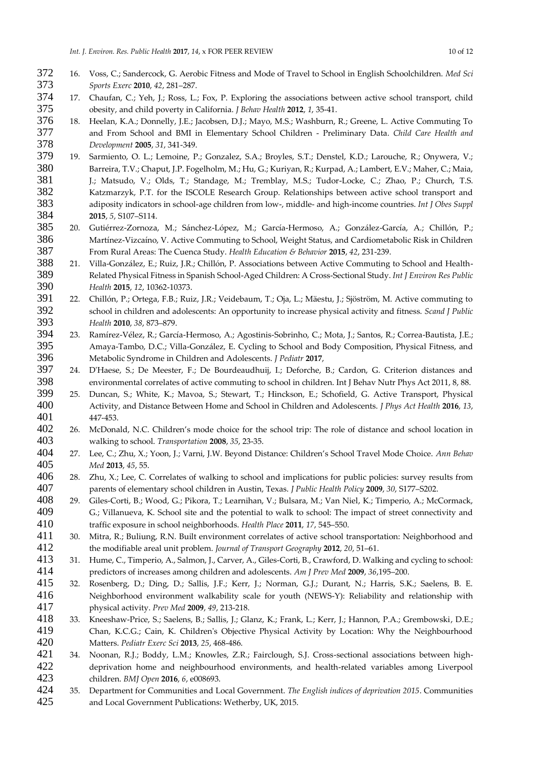16. Voss, C.; Sandercock, G. Aerobic Fitness and Mode of Travel to School in English Schoolchildren. *Med Sci Sports Exerc* **2010**, *42*, 281–287.
17. Chaufan, C.; Yeh, J.; Ross, L.; Fox, P. Exploring the associations between active school transport, child obesity, and child poverty in California. *J Behav Health* **2012**, *1*, 35-41.
18. Heelan, K.A.; Donnelly, J.E.; Jacobsen, D.J.; Mayo, M.S.; Washburn, R.; Greene, L. Active Commuting To and From School and BMI in Elementary School Children - Preliminary Data. *Child Care Health and Development* **2005**, *31*, 341-349.
19. Sarmiento, O. L.; Lemoine, P.; Gonzalez, S.A.; Broyles, S.T.; Denstel, K.D.; Larouche, R.; Onywera, V.; Barreira, T.V.; Chaput, J.P. Fogelholm, M.; Hu, G.; Kuriyan, R.; Kurpad, A.; Lambert, E.V.; Maher, C.; Maia, J.; Matsudo, V.; Olds, T.; Standage, M.; Tremblay, M.S.; Tudor-Locke, C.; Zhao, P.; Church, T.S. Katzmarzyk, P.T. for the ISCOLE Research Group. Relationships between active school transport and adiposity indicators in school-age children from low-, middle- and high-income countries. *Int J Obes Suppl* **2015**, *5*, S107–S114.
20. Gutiérrez-Zornoza, M.; Sánchez-López, M.; García-Hermoso, A.; González-García, A.; Chillón, P.; Martínez-Vizcaíno, V. Active Commuting to School, Weight Status, and Cardiometabolic Risk in Children From Rural Areas: The Cuenca Study. *Health Education & Behavior* **2015**, *42*, 231-239.
21. Villa-González, E.; Ruiz, J.R.; Chillón, P. Associations between Active Commuting to School and Health-Related Physical Fitness in Spanish School-Aged Children: A Cross-Sectional Study. *Int J Environ Res Public Health* **2015**, *12*, 10362-10373.
22. Chillón, P.; Ortega, F.B.; Ruiz, J.R.; Veidebaum, T.; Oja, L.; Mäestu, J.; Sjöström, M. Active commuting to school in children and adolescents: An opportunity to increase physical activity and fitness. *Scand J Public Health* **2010**, *38*, 873–879.
23. Ramírez-Vélez, R.; García-Hermoso, A.; Agostinis-Sobrinho, C.; Mota, J.; Santos, R.; Correa-Bautista, J.E.; Amaya-Tambo, D.C.; Villa-González, E. Cycling to School and Body Composition, Physical Fitness, and Metabolic Syndrome in Children and Adolescents. *J Pediatr* **2017**,
24. D'Haese, S.; De Meester, F.; De Bourdeaudhuij, I.; Deforche, B.; Cardon, G. Criterion distances and environmental correlates of active commuting to school in children. Int J Behav Nutr Phys Act 2011, 8, 88.
25. Duncan, S.; White, K.; Mavoa, S.; Stewart, T.; Hinckson, E.; Schofield, G. Active Transport, Physical Activity, and Distance Between Home and School in Children and Adolescents. *J Phys Act Health* **2016**, *13*, 447-453.
26. McDonald, N.C. Children's mode choice for the school trip: The role of distance and school location in walking to school. *Transportation* **2008**, *35*, 23-35.
27. Lee, C.; Zhu, X.; Yoon, J.; Varni, J.W. Beyond Distance: Children's School Travel Mode Choice. *Ann Behav Med* **2013**, *45*, 55.
28. Zhu, X.; Lee, C. Correlates of walking to school and implications for public policies: survey results from parents of elementary school children in Austin, Texas. *J Public Health Policy* **2009**, *30*, S177–S202.
29. Giles-Corti, B.; Wood, G.; Pikora, T.; Learnihan, V.; Bulsara, M.; Van Niel, K.; Timperio, A.; McCormack, G.; Villanueva, K. School site and the potential to walk to school: The impact of street connectivity and traffic exposure in school neighborhoods. *Health Place* **2011**, *17*, 545–550.
30. Mitra, R.; Buliung, R.N. Built environment correlates of active school transportation: Neighborhood and the modifiable areal unit problem. *Journal of Transport Geography* **2012**, *20*, 51–61.
31. Hume, C., Timperio, A., Salmon, J., Carver, A., Giles-Corti, B., Crawford, D. Walking and cycling to school: predictors of increases among children and adolescents. *Am J Prev Med* **2009**, *36*,195–200.
32. Rosenberg, D.; Ding, D.; Sallis, J.F.; Kerr, J.; Norman, G.J.; Durant, N.; Harris, S.K.; Saelens, B. E. Neighborhood environment walkability scale for youth (NEWS-Y): Reliability and relationship with physical activity. *Prev Med* **2009**, *49*, 213-218.
33. Kneeshaw-Price, S.; Saelens, B.; Sallis, J.; Glanz, K.; Frank, L.; Kerr, J.; Hannon, P.A.; Grembowski, D.E.; Chan, K.C.G.; Cain, K. Children's Objective Physical Activity by Location: Why the Neighbourhood Matters. *Pediatr Exerc Sci* **2013**, *25*, 468-486.
34. Noonan, R.J.; Boddy, L.M.; Knowles, Z.R.; Fairclough, S.J. Cross-sectional associations between high-deprivation home and neighbourhood environments, and health-related variables among Liverpool children. *BMJ Open* **2016**, *6*, e008693.
35. Department for Communities and Local Government. *The English indices of deprivation 2015*. Communities and Local Government Publications: Wetherby, UK, 2015.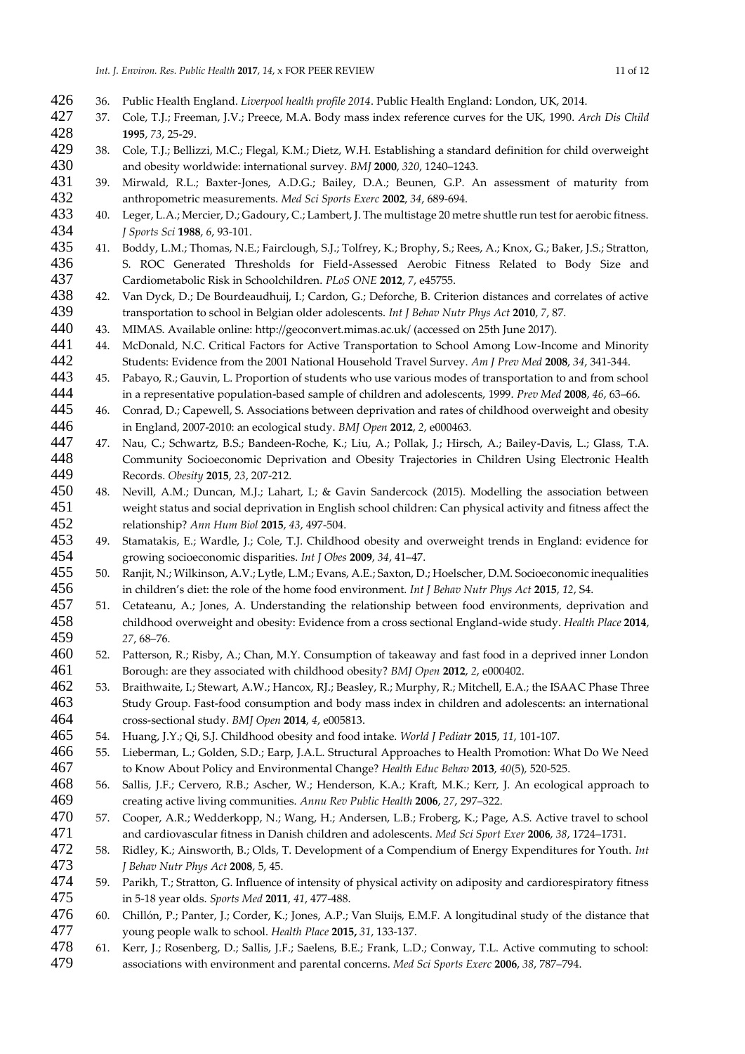36. Public Health England. *Liverpool health profile 2014*. Public Health England: London, UK, 2014.
37. Cole, T.J.; Freeman, J.V.; Preece, M.A. Body mass index reference curves for the UK, 1990. *Arch Dis Child* **1995**, *73*, 25-29.
38. Cole, T.J.; Bellizzi, M.C.; Flegal, K.M.; Dietz, W.H. Establishing a standard definition for child overweight and obesity worldwide: international survey. *BMJ* **2000**, *320*, 1240–1243.
39. Mirwald, R.L.; Baxter-Jones, A.D.G.; Bailey, D.A.; Beunen, G.P. An assessment of maturity from anthropometric measurements. *Med Sci Sports Exerc* **2002**, *34*, 689-694.
40. Leger, L.A.; Mercier, D.; Gadoury, C.; Lambert, J. The multistage 20 metre shuttle run test for aerobic fitness. *J Sports Sci* **1988**, *6*, 93-101.
41. Boddy, L.M.; Thomas, N.E.; Fairclough, S.J.; Tolfrey, K.; Brophy, S.; Rees, A.; Knox, G.; Baker, J.S.; Stratton, S. ROC Generated Thresholds for Field-Assessed Aerobic Fitness Related to Body Size and Cardiometabolic Risk in Schoolchildren. *PLoS ONE* **2012**, *7*, e45755.
42. Van Dyck, D.; De Bourdeaudhuij, I.; Cardon, G.; Deforche, B. Criterion distances and correlates of active transportation to school in Belgian older adolescents. *Int J Behav Nutr Phys Act* **2010**, *7*, 87.
43. MIMAS. Available online: http://geoconvert.mimas.ac.uk/ (accessed on 25th June 2017).
44. McDonald, N.C. Critical Factors for Active Transportation to School Among Low-Income and Minority Students: Evidence from the 2001 National Household Travel Survey. *Am J Prev Med* **2008**, *34*, 341-344.
45. Pabayo, R.; Gauvin, L. Proportion of students who use various modes of transportation to and from school in a representative population-based sample of children and adolescents, 1999. *Prev Med* **2008**, *46*, 63–66.
46. Conrad, D.; Capewell, S. Associations between deprivation and rates of childhood overweight and obesity in England, 2007-2010: an ecological study. *BMJ Open* **2012**, *2*, e000463.
47. Nau, C.; Schwartz, B.S.; Bandeen-Roche, K.; Liu, A.; Pollak, J.; Hirsch, A.; Bailey-Davis, L.; Glass, T.A. Community Socioeconomic Deprivation and Obesity Trajectories in Children Using Electronic Health Records. *Obesity* **2015**, *23*, 207-212.
48. Nevill, A.M.; Duncan, M.J.; Lahart, I.; & Gavin Sandercock (2015). Modelling the association between weight status and social deprivation in English school children: Can physical activity and fitness affect the relationship? *Ann Hum Biol* **2015**, *43*, 497-504.
49. Stamatakis, E.; Wardle, J.; Cole, T.J. Childhood obesity and overweight trends in England: evidence for growing socioeconomic disparities. *Int J Obes* **2009**, *34*, 41–47.
50. Ranjit, N.; Wilkinson, A.V.; Lytle, L.M.; Evans, A.E.; Saxton, D.; Hoelscher, D.M. Socioeconomic inequalities in children's diet: the role of the home food environment. *Int J Behav Nutr Phys Act* **2015**, *12*, S4.
51. Cetateanu, A.; Jones, A. Understanding the relationship between food environments, deprivation and childhood overweight and obesity: Evidence from a cross sectional England-wide study. *Health Place* **2014**, *27*, 68–76.
52. Patterson, R.; Risby, A.; Chan, M.Y. Consumption of takeaway and fast food in a deprived inner London Borough: are they associated with childhood obesity? *BMJ Open* **2012**, *2*, e000402.
53. Braithwaite, I.; Stewart, A.W.; Hancox, RJ.; Beasley, R.; Murphy, R.; Mitchell, E.A.; the ISAAC Phase Three Study Group. Fast-food consumption and body mass index in children and adolescents: an international cross-sectional study. *BMJ Open* **2014**, *4*, e005813.
54. Huang, J.Y.; Qi, S.J. Childhood obesity and food intake. *World J Pediatr* **2015**, *11*, 101-107.
55. Lieberman, L.; Golden, S.D.; Earp, J.A.L. Structural Approaches to Health Promotion: What Do We Need to Know About Policy and Environmental Change? *Health Educ Behav* **2013**, *40*(5), 520-525.
56. Sallis, J.F.; Cervero, R.B.; Ascher, W.; Henderson, K.A.; Kraft, M.K.; Kerr, J. An ecological approach to creating active living communities. *Annu Rev Public Health* **2006**, *27*, 297–322.
57. Cooper, A.R.; Wedderkopp, N.; Wang, H.; Andersen, L.B.; Froberg, K.; Page, A.S. Active travel to school and cardiovascular fitness in Danish children and adolescents. *Med Sci Sport Exer* **2006**, *38*, 1724–1731.
58. Ridley, K.; Ainsworth, B.; Olds, T. Development of a Compendium of Energy Expenditures for Youth. *Int J Behav Nutr Phys Act* **2008**, 5, 45.
59. Parikh, T.; Stratton, G. Influence of intensity of physical activity on adiposity and cardiorespiratory fitness in 5-18 year olds. *Sports Med* **2011**, *41*, 477-488.
60. Chillón, P.; Panter, J.; Corder, K.; Jones, A.P.; Van Sluijs, E.M.F. A longitudinal study of the distance that young people walk to school. *Health Place* **2015,** *31*, 133-137.
61. Kerr, J.; Rosenberg, D.; Sallis, J.F.; Saelens, B.E.; Frank, L.D.; Conway, T.L. Active commuting to school: associations with environment and parental concerns. *Med Sci Sports Exerc* **2006**, *38*, 787–794.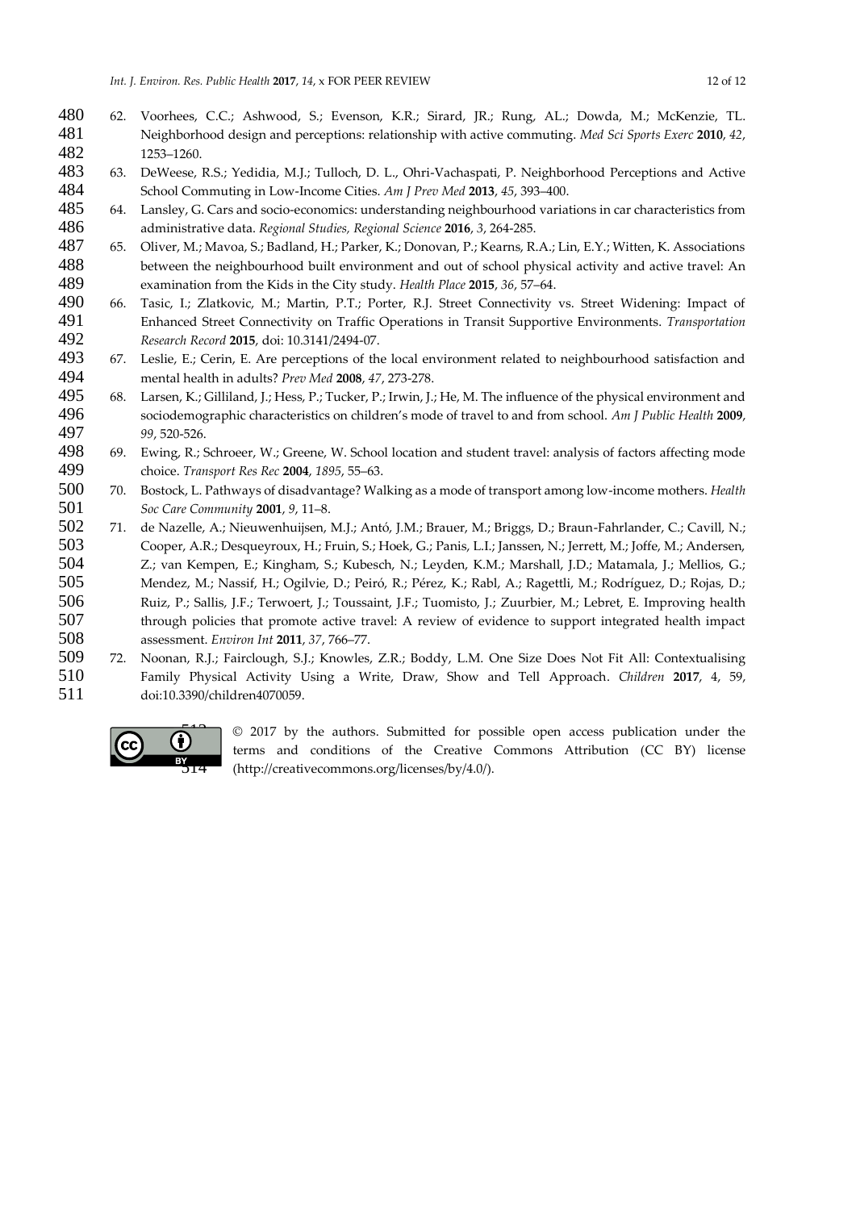62. Voorhees, C.C.; Ashwood, S.; Evenson, K.R.; Sirard, JR.; Rung, AL.; Dowda, M.; McKenzie, TL. Neighborhood design and perceptions: relationship with active commuting. *Med Sci Sports Exerc* **2010**, *42*, 1253–1260.
63. DeWeese, R.S.; Yedidia, M.J.; Tulloch, D. L., Ohri-Vachaspati, P. Neighborhood Perceptions and Active School Commuting in Low-Income Cities. *Am J Prev Med* **2013**, *45*, 393–400.
64. Lansley, G. Cars and socio-economics: understanding neighbourhood variations in car characteristics from administrative data. *Regional Studies, Regional Science* **2016**, *3*, 264-285.
65. Oliver, M.; Mavoa, S.; Badland, H.; Parker, K.; Donovan, P.; Kearns, R.A.; Lin, E.Y.; Witten, K. Associations between the neighbourhood built environment and out of school physical activity and active travel: An examination from the Kids in the City study. *Health Place* **2015**, *36*, 57–64.
66. Tasic, I.; Zlatkovic, M.; Martin, P.T.; Porter, R.J. Street Connectivity vs. Street Widening: Impact of Enhanced Street Connectivity on Traffic Operations in Transit Supportive Environments. *Transportation Research Record* **2015**, doi: 10.3141/2494-07.
67. Leslie, E.; Cerin, E. Are perceptions of the local environment related to neighbourhood satisfaction and mental health in adults? *Prev Med* **2008**, *47*, 273-278.
68. Larsen, K.; Gilliland, J.; Hess, P.; Tucker, P.; Irwin, J.; He, M. The influence of the physical environment and sociodemographic characteristics on children's mode of travel to and from school. *Am J Public Health* **2009**, *99*, 520-526.
69. Ewing, R.; Schroeer, W.; Greene, W. School location and student travel: analysis of factors affecting mode choice. *Transport Res Rec* **2004**, *1895*, 55–63.
70. Bostock, L. Pathways of disadvantage? Walking as a mode of transport among low-income mothers. *Health Soc Care Community* **2001**, *9*, 11–8.
71. de Nazelle, A.; Nieuwenhuijsen, M.J.; Antó, J.M.; Brauer, M.; Briggs, D.; Braun-Fahrlander, C.; Cavill, N.; Cooper, A.R.; Desqueyroux, H.; Fruin, S.; Hoek, G.; Panis, L.I.; Janssen, N.; Jerrett, M.; Joffe, M.; Andersen, Z.; van Kempen, E.; Kingham, S.; Kubesch, N.; Leyden, K.M.; Marshall, J.D.; Matamala, J.; Mellios, G.; Mendez, M.; Nassif, H.; Ogilvie, D.; Peiró, R.; Pérez, K.; Rabl, A.; Ragettli, M.; Rodríguez, D.; Rojas, D.; Ruiz, P.; Sallis, J.F.; Terwoert, J.; Toussaint, J.F.; Tuomisto, J.; Zuurbier, M.; Lebret, E. Improving health through policies that promote active travel: A review of evidence to support integrated health impact assessment. *Environ Int* **2011**, *37*, 766–77.
72. Noonan, R.J.; Fairclough, S.J.; Knowles, Z.R.; Boddy, L.M. One Size Does Not Fit All: Contextualising Family Physical Activity Using a Write, Draw, Show and Tell Approach. *Children* **2017**, 4, 59, doi:10.3390/children4070059.

© 2017 by the authors. Submitted for possible open access publication under the terms and conditions of the Creative Commons Attribution (CC BY) license (http://creativecommons.org/licenses/by/4.0/).